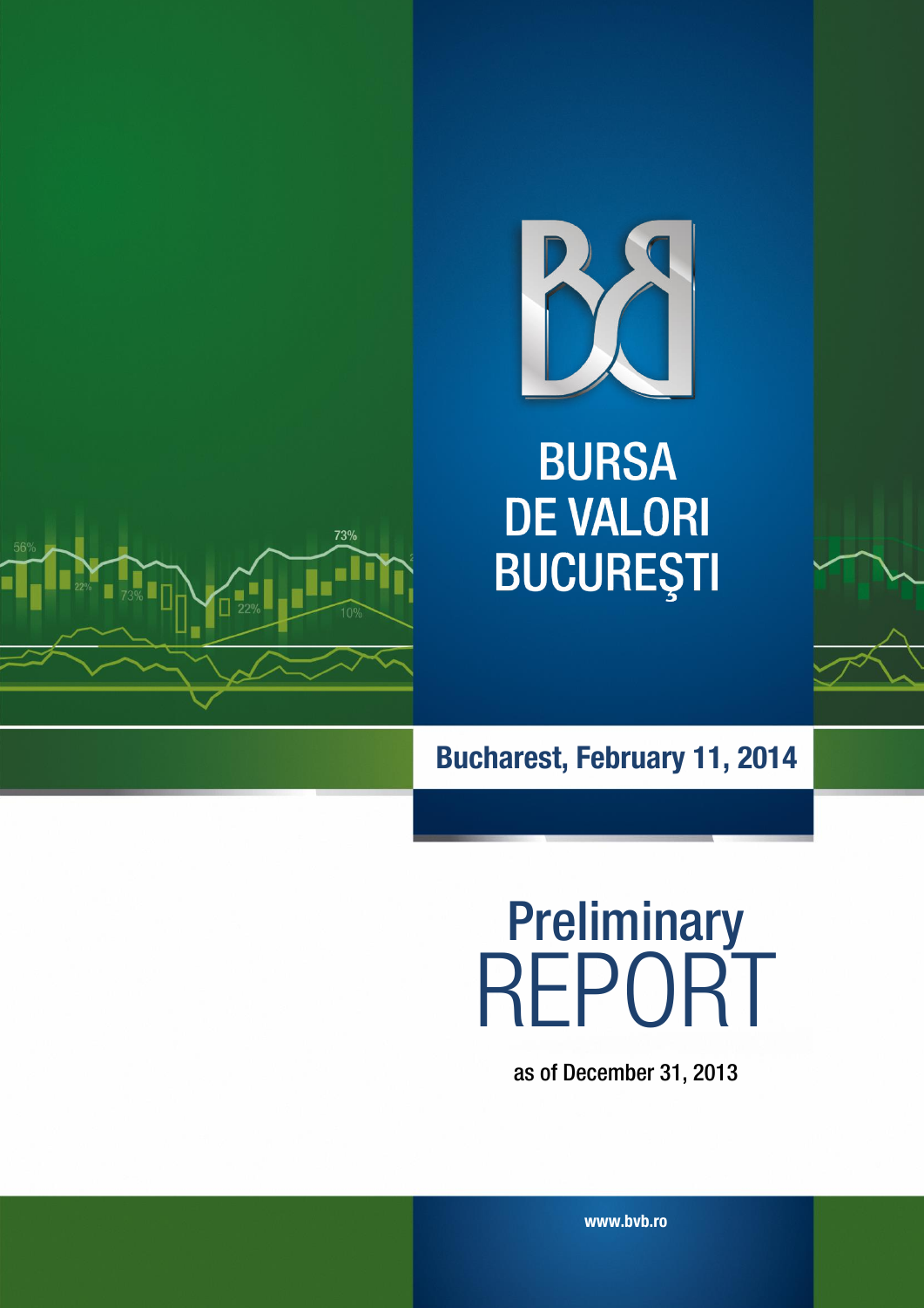# BURSA DE VALORI BUCUREŞTI

**Bucharest, February 11, 2014**

# Preliminary REPORT

as of December 31, 2013

www.bvb.ro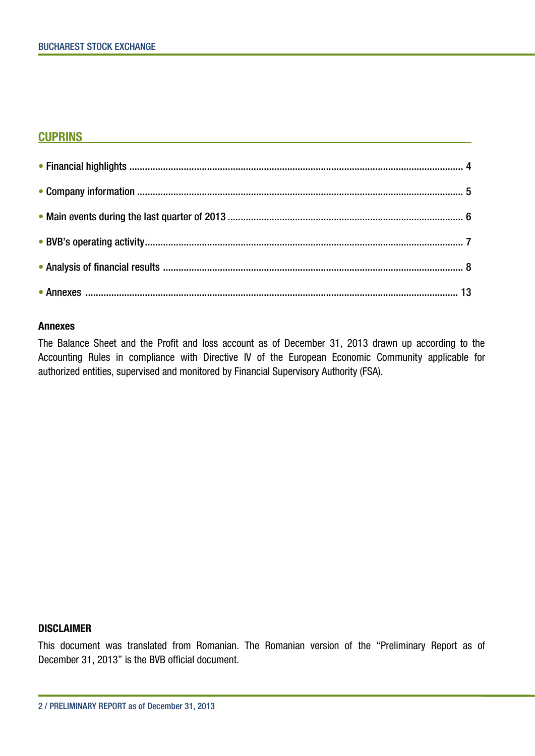## CUPRINS

- Financial highlights ........ 4
- Company information ........ 5
- Main events during the last quarter of 2013 ........ 6
- BVB's operating activity........ 7
- Analysis of financial results ........ 8
- Annexes ........ 13

**Annexes**

The Balance Sheet and the Profit and loss account as of December 31, 2013 drawn up according to the Accounting Rules in compliance with Directive IV of the European Economic Community applicable for authorized entities, supervised and monitored by Financial Supervisory Authority (FSA).

**DISCLAIMER**

This document was translated from Romanian. The Romanian version of the "Preliminary Report as of December 31, 2013" is the BVB official document.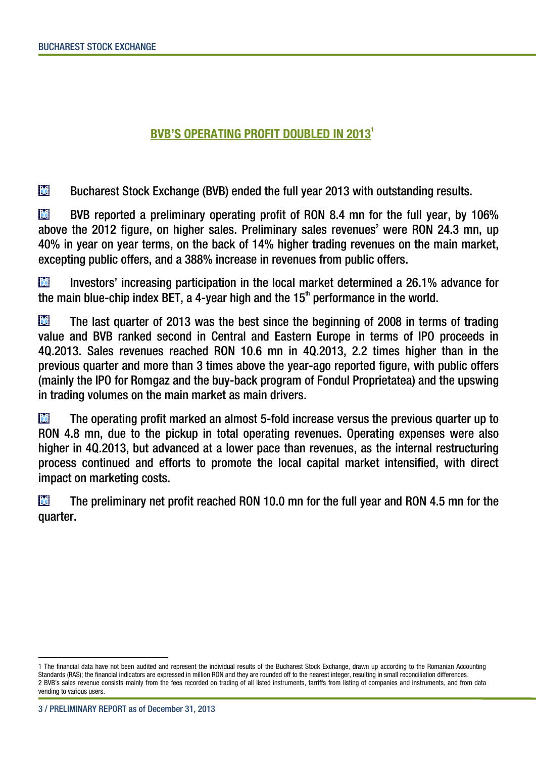## BVB'S OPERATING PROFIT DOUBLED IN 2013[1]

- Bucharest Stock Exchange (BVB) ended the full year 2013 with outstanding results.

- BVB reported a preliminary operating profit of RON 8.4 mn for the full year, by 106% above the 2012 figure, on higher sales. Preliminary sales revenues[2] were RON 24.3 mn, up 40% in year on year terms, on the back of 14% higher trading revenues on the main market, excepting public offers, and a 388% increase in revenues from public offers.

- Investors' increasing participation in the local market determined a 26.1% advance for the main blue-chip index BET, a 4-year high and the 15th performance in the world.

- The last quarter of 2013 was the best since the beginning of 2008 in terms of trading value and BVB ranked second in Central and Eastern Europe in terms of IPO proceeds in 4Q.2013. Sales revenues reached RON 10.6 mn in 4Q.2013, 2.2 times higher than in the previous quarter and more than 3 times above the year-ago reported figure, with public offers (mainly the IPO for Romgaz and the buy-back program of Fondul Proprietatea) and the upswing in trading volumes on the main market as main drivers.

- The operating profit marked an almost 5-fold increase versus the previous quarter up to RON 4.8 mn, due to the pickup in total operating revenues. Operating expenses were also higher in 4Q.2013, but advanced at a lower pace than revenues, as the internal restructuring process continued and efforts to promote the local capital market intensified, with direct impact on marketing costs.

- The preliminary net profit reached RON 10.0 mn for the full year and RON 4.5 mn for the quarter.

---

1 The financial data have not been audited and represent the individual results of the Bucharest Stock Exchange, drawn up according to the Romanian Accounting Standards (RAS); the financial indicators are expressed in million RON and they are rounded off to the nearest integer, resulting in small reconciliation differences.

2 BVB's sales revenue consists mainly from the fees recorded on trading of all listed instruments, tarriffs from listing of companies and instruments, and from data vending to various users.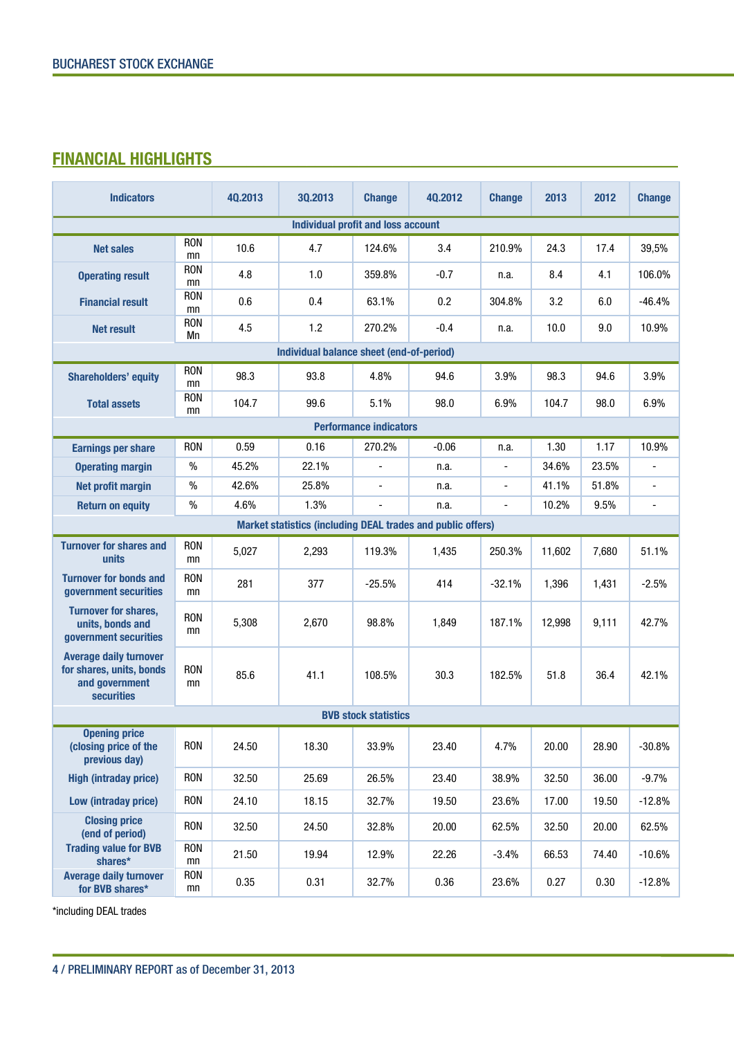## FINANCIAL HIGHLIGHTS

| Indicators | | 4Q.2013 | 3Q.2013 | Change | 4Q.2012 | Change | 2013 | 2012 | Change |
|---|---|---|---|---|---|---|---|---|---|
| **Individual profit and loss account** | | | | | | | | | |
| Net sales | RON mn | 10.6 | 4.7 | 124.6% | 3.4 | 210.9% | 24.3 | 17.4 | 39,5% |
| Operating result | RON mn | 4.8 | 1.0 | 359.8% | -0.7 | n.a. | 8.4 | 4.1 | 106.0% |
| Financial result | RON mn | 0.6 | 0.4 | 63.1% | 0.2 | 304.8% | 3.2 | 6.0 | -46.4% |
| Net result | RON Mn | 4.5 | 1.2 | 270.2% | -0.4 | n.a. | 10.0 | 9.0 | 10.9% |
| **Individual balance sheet (end-of-period)** | | | | | | | | | |
| Shareholders' equity | RON mn | 98.3 | 93.8 | 4.8% | 94.6 | 3.9% | 98.3 | 94.6 | 3.9% |
| Total assets | RON mn | 104.7 | 99.6 | 5.1% | 98.0 | 6.9% | 104.7 | 98.0 | 6.9% |
| **Performance indicators** | | | | | | | | | |
| Earnings per share | RON | 0.59 | 0.16 | 270.2% | -0.06 | n.a. | 1.30 | 1.17 | 10.9% |
| Operating margin | % | 45.2% | 22.1% | - | n.a. | - | 34.6% | 23.5% | - |
| Net profit margin | % | 42.6% | 25.8% | - | n.a. | - | 41.1% | 51.8% | - |
| Return on equity | % | 4.6% | 1.3% | - | n.a. | - | 10.2% | 9.5% | - |
| **Market statistics (including DEAL trades and public offers)** | | | | | | | | | |
| Turnover for shares and units | RON mn | 5,027 | 2,293 | 119.3% | 1,435 | 250.3% | 11,602 | 7,680 | 51.1% |
| Turnover for bonds and government securities | RON mn | 281 | 377 | -25.5% | 414 | -32.1% | 1,396 | 1,431 | -2.5% |
| Turnover for shares, units, bonds and government securities | RON mn | 5,308 | 2,670 | 98.8% | 1,849 | 187.1% | 12,998 | 9,111 | 42.7% |
| Average daily turnover for shares, units, bonds and government securities | RON mn | 85.6 | 41.1 | 108.5% | 30.3 | 182.5% | 51.8 | 36.4 | 42.1% |
| **BVB stock statistics** | | | | | | | | | |
| Opening price (closing price of the previous day) | RON | 24.50 | 18.30 | 33.9% | 23.40 | 4.7% | 20.00 | 28.90 | -30.8% |
| High (intraday price) | RON | 32.50 | 25.69 | 26.5% | 23.40 | 38.9% | 32.50 | 36.00 | -9.7% |
| Low (intraday price) | RON | 24.10 | 18.15 | 32.7% | 19.50 | 23.6% | 17.00 | 19.50 | -12.8% |
| Closing price (end of period) | RON | 32.50 | 24.50 | 32.8% | 20.00 | 62.5% | 32.50 | 20.00 | 62.5% |
| Trading value for BVB shares* | RON mn | 21.50 | 19.94 | 12.9% | 22.26 | -3.4% | 66.53 | 74.40 | -10.6% |
| Average daily turnover for BVB shares* | RON mn | 0.35 | 0.31 | 32.7% | 0.36 | 23.6% | 0.27 | 0.30 | -12.8% |

*including DEAL trades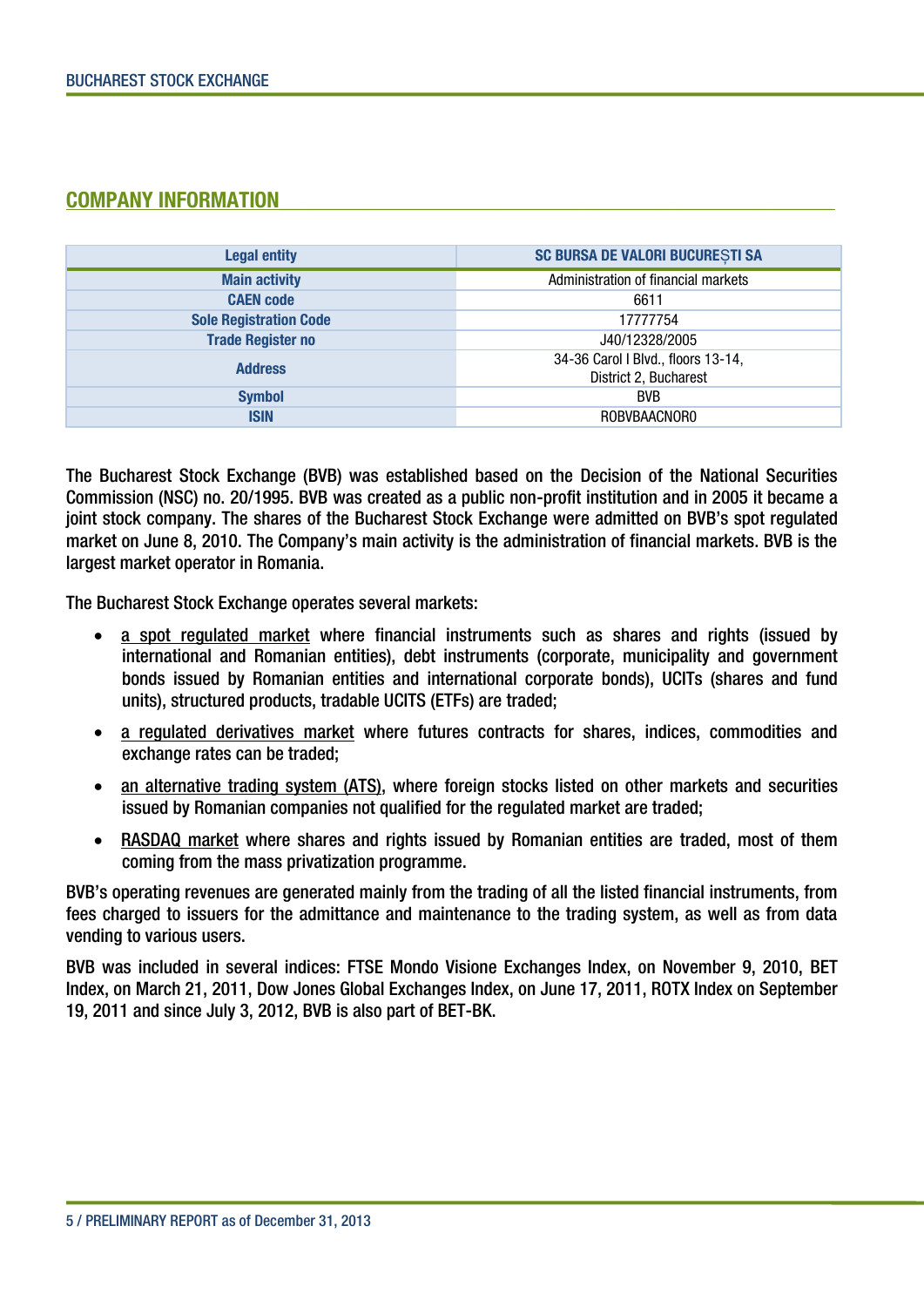## COMPANY INFORMATION

| Legal entity | SC BURSA DE VALORI BUCUREȘTI SA |
|---|---|
| Main activity | Administration of financial markets |
| CAEN code | 6611 |
| Sole Registration Code | 17777754 |
| Trade Register no | J40/12328/2005 |
| Address | 34-36 Carol I Blvd., floors 13-14, District 2, Bucharest |
| Symbol | BVB |
| ISIN | ROBVBAACNOR0 |

The Bucharest Stock Exchange (BVB) was established based on the Decision of the National Securities Commission (NSC) no. 20/1995. BVB was created as a public non-profit institution and in 2005 it became a joint stock company. The shares of the Bucharest Stock Exchange were admitted on BVB's spot regulated market on June 8, 2010. The Company's main activity is the administration of financial markets. BVB is the largest market operator in Romania.

The Bucharest Stock Exchange operates several markets:

- a spot regulated market where financial instruments such as shares and rights (issued by international and Romanian entities), debt instruments (corporate, municipality and government bonds issued by Romanian entities and international corporate bonds), UCITs (shares and fund units), structured products, tradable UCITS (ETFs) are traded;
- a regulated derivatives market where futures contracts for shares, indices, commodities and exchange rates can be traded;
- an alternative trading system (ATS), where foreign stocks listed on other markets and securities issued by Romanian companies not qualified for the regulated market are traded;
- RASDAQ market where shares and rights issued by Romanian entities are traded, most of them coming from the mass privatization programme.

BVB's operating revenues are generated mainly from the trading of all the listed financial instruments, from fees charged to issuers for the admittance and maintenance to the trading system, as well as from data vending to various users.

BVB was included in several indices: FTSE Mondo Visione Exchanges Index, on November 9, 2010, BET Index, on March 21, 2011, Dow Jones Global Exchanges Index, on June 17, 2011, ROTX Index on September 19, 2011 and since July 3, 2012, BVB is also part of BET-BK.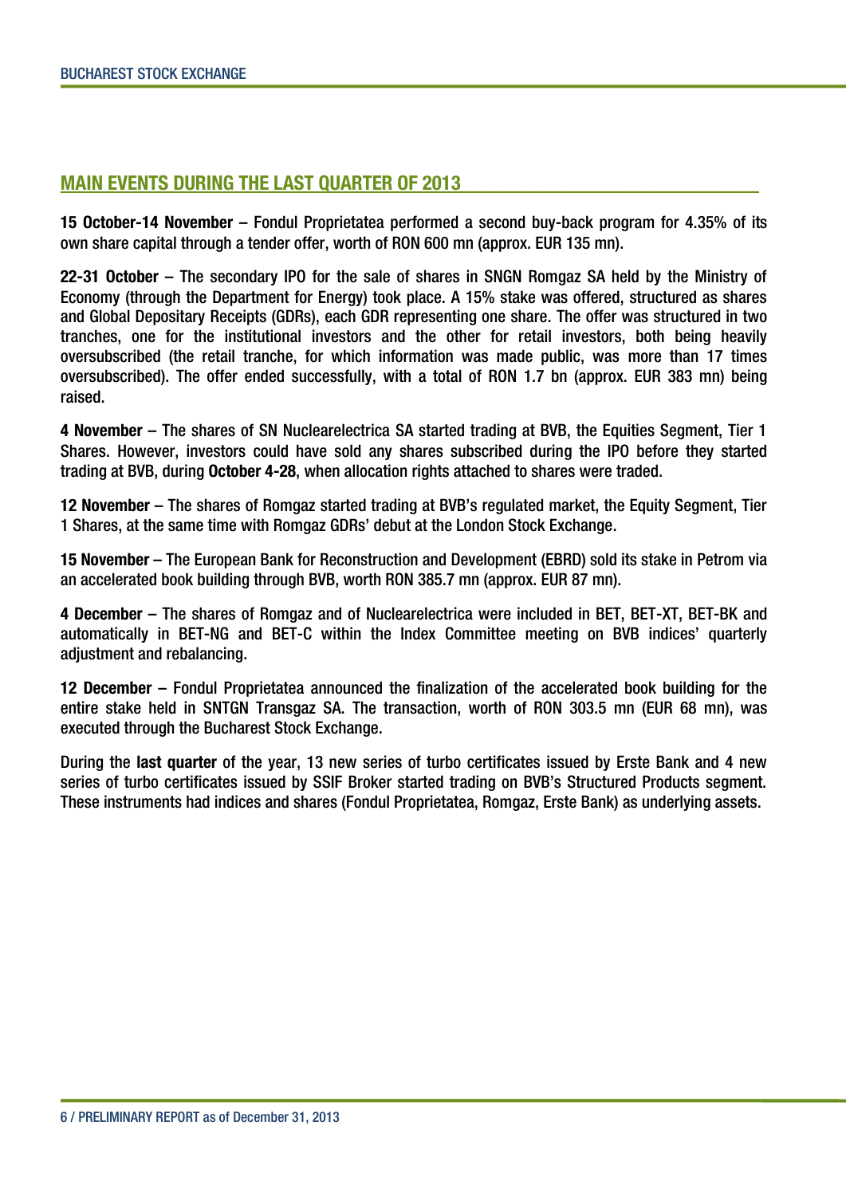## MAIN EVENTS DURING THE LAST QUARTER OF 2013

**15 October-14 November** – Fondul Proprietatea performed a second buy-back program for 4.35% of its own share capital through a tender offer, worth of RON 600 mn (approx. EUR 135 mn).

**22-31 October** – The secondary IPO for the sale of shares in SNGN Romgaz SA held by the Ministry of Economy (through the Department for Energy) took place. A 15% stake was offered, structured as shares and Global Depositary Receipts (GDRs), each GDR representing one share. The offer was structured in two tranches, one for the institutional investors and the other for retail investors, both being heavily oversubscribed (the retail tranche, for which information was made public, was more than 17 times oversubscribed). The offer ended successfully, with a total of RON 1.7 bn (approx. EUR 383 mn) being raised.

**4 November** – The shares of SN Nuclearelectrica SA started trading at BVB, the Equities Segment, Tier 1 Shares. However, investors could have sold any shares subscribed during the IPO before they started trading at BVB, during **October 4-28**, when allocation rights attached to shares were traded.

**12 November** – The shares of Romgaz started trading at BVB's regulated market, the Equity Segment, Tier 1 Shares, at the same time with Romgaz GDRs' debut at the London Stock Exchange.

**15 November** – The European Bank for Reconstruction and Development (EBRD) sold its stake in Petrom via an accelerated book building through BVB, worth RON 385.7 mn (approx. EUR 87 mn).

**4 December** – The shares of Romgaz and of Nuclearelectrica were included in BET, BET-XT, BET-BK and automatically in BET-NG and BET-C within the Index Committee meeting on BVB indices' quarterly adjustment and rebalancing.

**12 December** – Fondul Proprietatea announced the finalization of the accelerated book building for the entire stake held in SNTGN Transgaz SA. The transaction, worth of RON 303.5 mn (EUR 68 mn), was executed through the Bucharest Stock Exchange.

During the **last quarter** of the year, 13 new series of turbo certificates issued by Erste Bank and 4 new series of turbo certificates issued by SSIF Broker started trading on BVB's Structured Products segment. These instruments had indices and shares (Fondul Proprietatea, Romgaz, Erste Bank) as underlying assets.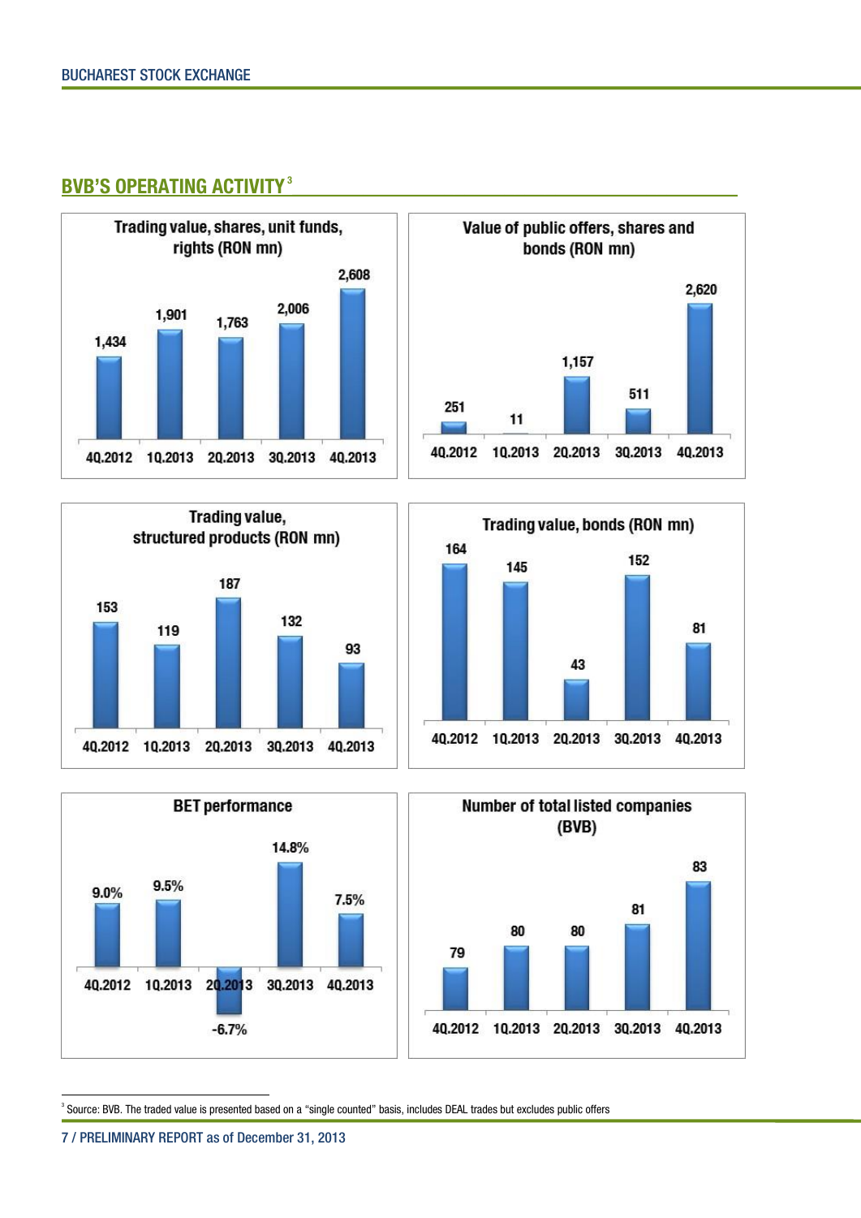## BVB'S OPERATING ACTIVITY[3]

**Trading value, shares, unit funds, rights (RON mn)**

| 4Q.2012 | 1Q.2013 | 2Q.2013 | 3Q.2013 | 4Q.2013 |
|---|---|---|---|---|
| 1,434 | 1,901 | 1,763 | 2,006 | 2,608 |

**Value of public offers, shares and bonds (RON mn)**

| 4Q.2012 | 1Q.2013 | 2Q.2013 | 3Q.2013 | 4Q.2013 |
|---|---|---|---|---|
| 251 | 11 | 1,157 | 511 | 2,620 |

**Trading value, structured products (RON mn)**

| 4Q.2012 | 1Q.2013 | 2Q.2013 | 3Q.2013 | 4Q.2013 |
|---|---|---|---|---|
| 153 | 119 | 187 | 132 | 93 |

**Trading value, bonds (RON mn)**

| 4Q.2012 | 1Q.2013 | 2Q.2013 | 3Q.2013 | 4Q.2013 |
|---|---|---|---|---|
| 164 | 145 | 43 | 152 | 81 |

**BET performance**

| 4Q.2012 | 1Q.2013 | 2Q.2013 | 3Q.2013 | 4Q.2013 |
|---|---|---|---|---|
| 9.0% | 9.5% | -6.7% | 14.8% | 7.5% |

**Number of total listed companies (BVB)**

| 4Q.2012 | 1Q.2013 | 2Q.2013 | 3Q.2013 | 4Q.2013 |
|---|---|---|---|---|
| 79 | 80 | 80 | 81 | 83 |

[3] Source: BVB. The traded value is presented based on a "single counted" basis, includes DEAL trades but excludes public offers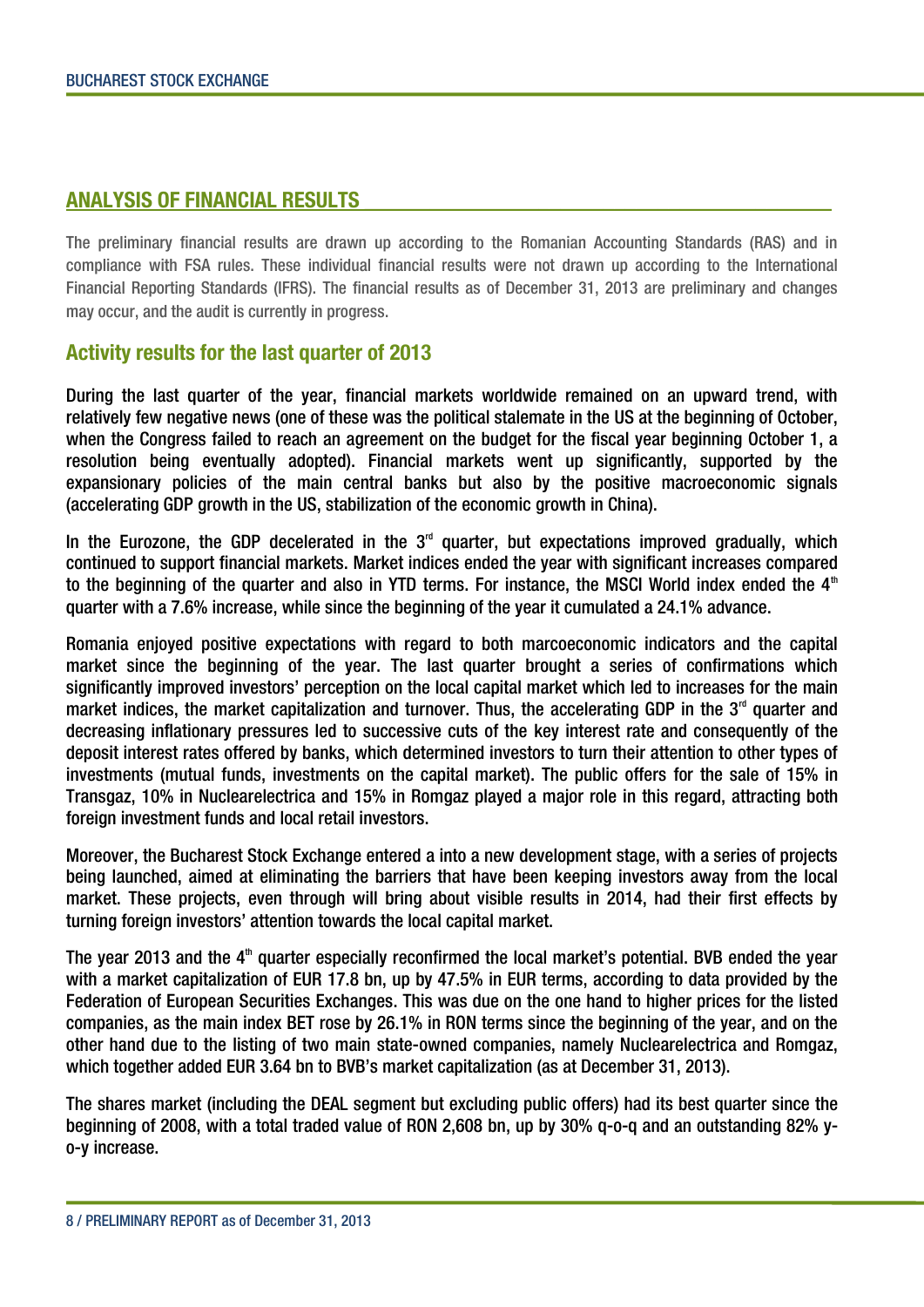## ANALYSIS OF FINANCIAL RESULTS

The preliminary financial results are drawn up according to the Romanian Accounting Standards (RAS) and in compliance with FSA rules. These individual financial results were not drawn up according to the International Financial Reporting Standards (IFRS). The financial results as of December 31, 2013 are preliminary and changes may occur, and the audit is currently in progress.

### Activity results for the last quarter of 2013

During the last quarter of the year, financial markets worldwide remained on an upward trend, with relatively few negative news (one of these was the political stalemate in the US at the beginning of October, when the Congress failed to reach an agreement on the budget for the fiscal year beginning October 1, a resolution being eventually adopted). Financial markets went up significantly, supported by the expansionary policies of the main central banks but also by the positive macroeconomic signals (accelerating GDP growth in the US, stabilization of the economic growth in China).

In the Eurozone, the GDP decelerated in the 3rd quarter, but expectations improved gradually, which continued to support financial markets. Market indices ended the year with significant increases compared to the beginning of the quarter and also in YTD terms. For instance, the MSCI World index ended the 4th quarter with a 7.6% increase, while since the beginning of the year it cumulated a 24.1% advance.

Romania enjoyed positive expectations with regard to both marcoeconomic indicators and the capital market since the beginning of the year. The last quarter brought a series of confirmations which significantly improved investors' perception on the local capital market which led to increases for the main market indices, the market capitalization and turnover. Thus, the accelerating GDP in the 3rd quarter and decreasing inflationary pressures led to successive cuts of the key interest rate and consequently of the deposit interest rates offered by banks, which determined investors to turn their attention to other types of investments (mutual funds, investments on the capital market). The public offers for the sale of 15% in Transgaz, 10% in Nuclearelectrica and 15% in Romgaz played a major role in this regard, attracting both foreign investment funds and local retail investors.

Moreover, the Bucharest Stock Exchange entered a into a new development stage, with a series of projects being launched, aimed at eliminating the barriers that have been keeping investors away from the local market. These projects, even through will bring about visible results in 2014, had their first effects by turning foreign investors' attention towards the local capital market.

The year 2013 and the 4th quarter especially reconfirmed the local market's potential. BVB ended the year with a market capitalization of EUR 17.8 bn, up by 47.5% in EUR terms, according to data provided by the Federation of European Securities Exchanges. This was due on the one hand to higher prices for the listed companies, as the main index BET rose by 26.1% in RON terms since the beginning of the year, and on the other hand due to the listing of two main state-owned companies, namely Nuclearelectrica and Romgaz, which together added EUR 3.64 bn to BVB's market capitalization (as at December 31, 2013).

The shares market (including the DEAL segment but excluding public offers) had its best quarter since the beginning of 2008, with a total traded value of RON 2,608 bn, up by 30% q-o-q and an outstanding 82% y-o-y increase.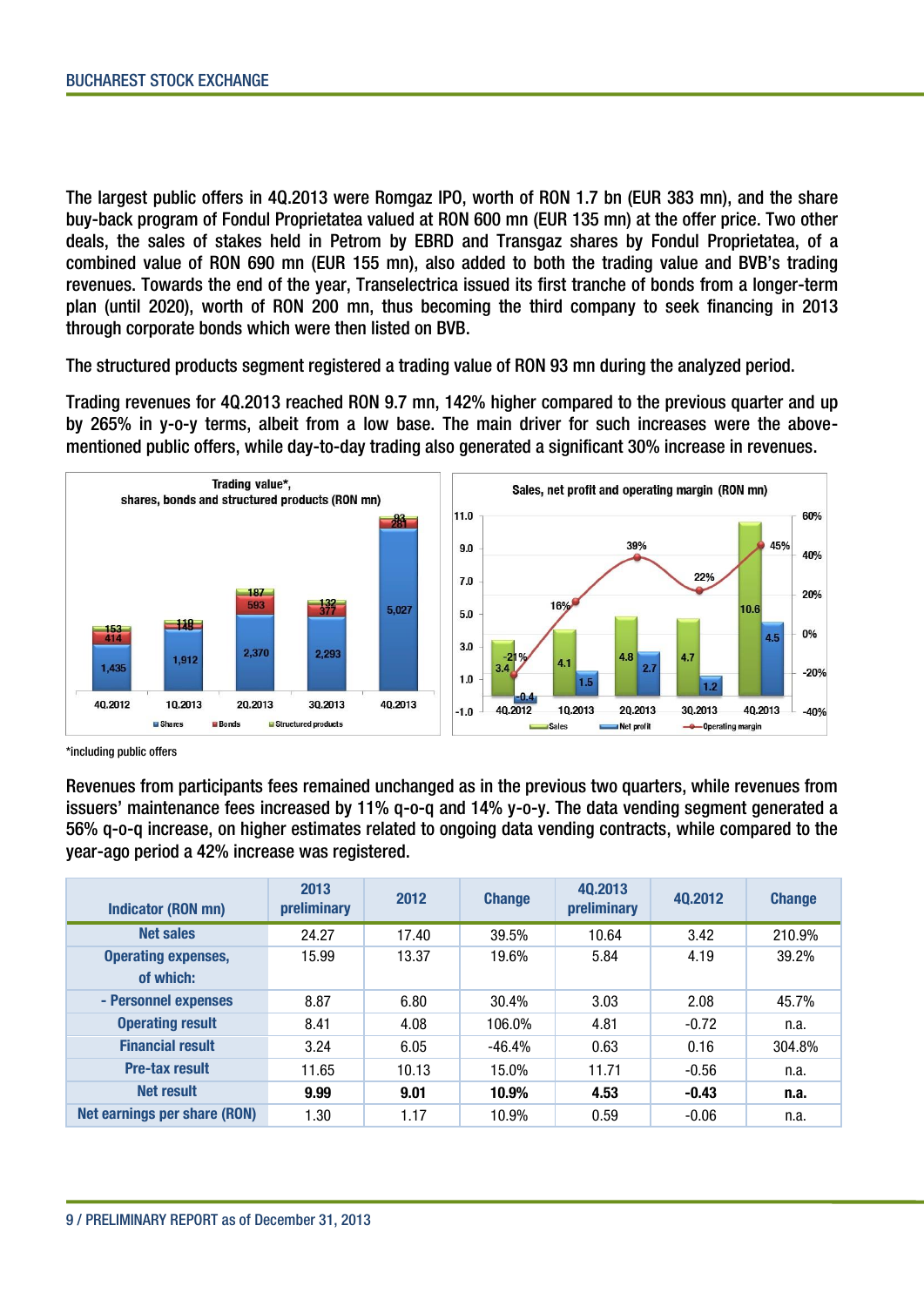The largest public offers in 4Q.2013 were Romgaz IPO, worth of RON 1.7 bn (EUR 383 mn), and the share buy-back program of Fondul Proprietatea valued at RON 600 mn (EUR 135 mn) at the offer price. Two other deals, the sales of stakes held in Petrom by EBRD and Transgaz shares by Fondul Proprietatea, of a combined value of RON 690 mn (EUR 155 mn), also added to both the trading value and BVB's trading revenues. Towards the end of the year, Transelectrica issued its first tranche of bonds from a longer-term plan (until 2020), worth of RON 200 mn, thus becoming the third company to seek financing in 2013 through corporate bonds which were then listed on BVB.

The structured products segment registered a trading value of RON 93 mn during the analyzed period.

Trading revenues for 4Q.2013 reached RON 9.7 mn, 142% higher compared to the previous quarter and up by 265% in y-o-y terms, albeit from a low base. The main driver for such increases were the above-mentioned public offers, while day-to-day trading also generated a significant 30% increase in revenues.

**Trading value\*, shares, bonds and structured products (RON mn)**

| | 4Q.2012 | 1Q.2013 | 2Q.2013 | 3Q.2013 | 4Q.2013 |
|---|---|---|---|---|---|
| Shares | 1,435 | 1,912 | 2,370 | 2,293 | 5,027 |
| Bonds | 414 | 148 | 593 | 377 | 281 |
| Structured products | 153 | 118 | 187 | 132 | 93 |

**Sales, net profit and operating margin (RON mn)**

| | 4Q.2012 | 1Q.2013 | 2Q.2013 | 3Q.2013 | 4Q.2013 |
|---|---|---|---|---|---|
| Sales | 3.4 | 4.1 | 4.8 | 4.7 | 10.6 |
| Net profit | -0.4 | 1.5 | 2.7 | 1.2 | 4.5 |
| Operating margin | -21% | 16% | 39% | 22% | 45% |

\*including public offers

Revenues from participants fees remained unchanged as in the previous two quarters, while revenues from issuers' maintenance fees increased by 11% q-o-q and 14% y-o-y. The data vending segment generated a 56% q-o-q increase, on higher estimates related to ongoing data vending contracts, while compared to the year-ago period a 42% increase was registered.

| Indicator (RON mn) | 2013 preliminary | 2012 | Change | 4Q.2013 preliminary | 4Q.2012 | Change |
|---|---|---|---|---|---|---|
| Net sales | 24.27 | 17.40 | 39.5% | 10.64 | 3.42 | 210.9% |
| Operating expenses, of which: | 15.99 | 13.37 | 19.6% | 5.84 | 4.19 | 39.2% |
| - Personnel expenses | 8.87 | 6.80 | 30.4% | 3.03 | 2.08 | 45.7% |
| Operating result | 8.41 | 4.08 | 106.0% | 4.81 | -0.72 | n.a. |
| Financial result | 3.24 | 6.05 | -46.4% | 0.63 | 0.16 | 304.8% |
| Pre-tax result | 11.65 | 10.13 | 15.0% | 11.71 | -0.56 | n.a. |
| **Net result** | **9.99** | **9.01** | **10.9%** | **4.53** | **-0.43** | **n.a.** |
| Net earnings per share (RON) | 1.30 | 1.17 | 10.9% | 0.59 | -0.06 | n.a. |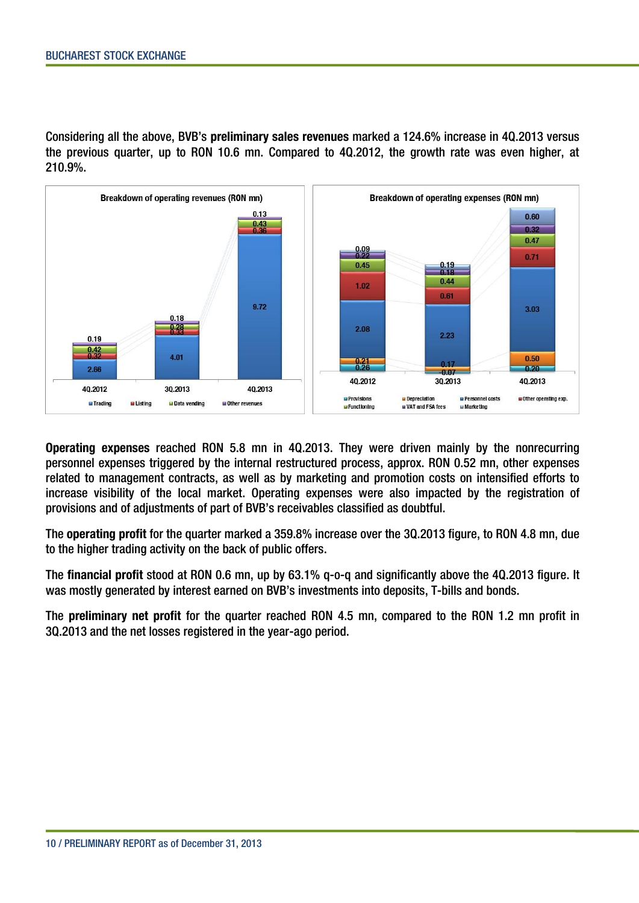Considering all the above, BVB's **preliminary sales revenues** marked a 124.6% increase in 4Q.2013 versus the previous quarter, up to RON 10.6 mn. Compared to 4Q.2012, the growth rate was even higher, at 210.9%.

**Breakdown of operating revenues (RON mn)**

| | 4Q.2012 | 3Q.2013 | 4Q.2013 |
|---|---|---|---|
| Trading | 2.66 | 4.01 | 9.72 |
| Listing | 0.32 | 0.33 | 0.36 |
| Data vending | 0.42 | 0.28 | 0.43 |
| Other revenues | 0.19 | 0.18 | 0.13 |

**Breakdown of operating expenses (RON mn)**

| | 4Q.2012 | 3Q.2013 | 4Q.2013 |
|---|---|---|---|
| Provisions | 0.26 | -0.07 | 0.20 |
| Depreciation | 0.21 | 0.17 | 0.50 |
| Personnel costs | 2.08 | 2.23 | 3.03 |
| Other operating exp. | 1.02 | 0.61 | 0.71 |
| Functioning | 0.45 | 0.44 | 0.47 |
| VAT and FSA fees | 0.22 | 0.18 | 0.32 |
| Marketing | 0.09 | 0.19 | 0.60 |

**Operating expenses** reached RON 5.8 mn in 4Q.2013. They were driven mainly by the nonrecurring personnel expenses triggered by the internal restructured process, approx. RON 0.52 mn, other expenses related to management contracts, as well as by marketing and promotion costs on intensified efforts to increase visibility of the local market. Operating expenses were also impacted by the registration of provisions and of adjustments of part of BVB's receivables classified as doubtful.

The **operating profit** for the quarter marked a 359.8% increase over the 3Q.2013 figure, to RON 4.8 mn, due to the higher trading activity on the back of public offers.

The **financial profit** stood at RON 0.6 mn, up by 63.1% q-o-q and significantly above the 4Q.2013 figure. It was mostly generated by interest earned on BVB's investments into deposits, T-bills and bonds.

The **preliminary net profit** for the quarter reached RON 4.5 mn, compared to the RON 1.2 mn profit in 3Q.2013 and the net losses registered in the year-ago period.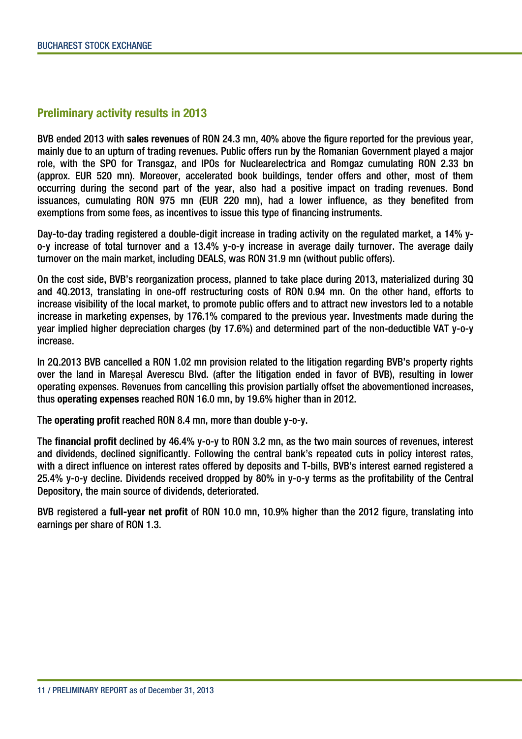## Preliminary activity results in 2013

BVB ended 2013 with **sales revenues** of RON 24.3 mn, 40% above the figure reported for the previous year, mainly due to an upturn of trading revenues. Public offers run by the Romanian Government played a major role, with the SPO for Transgaz, and IPOs for Nuclearelectrica and Romgaz cumulating RON 2.33 bn (approx. EUR 520 mn). Moreover, accelerated book buildings, tender offers and other, most of them occurring during the second part of the year, also had a positive impact on trading revenues. Bond issuances, cumulating RON 975 mn (EUR 220 mn), had a lower influence, as they benefited from exemptions from some fees, as incentives to issue this type of financing instruments.

Day-to-day trading registered a double-digit increase in trading activity on the regulated market, a 14% y-o-y increase of total turnover and a 13.4% y-o-y increase in average daily turnover. The average daily turnover on the main market, including DEALS, was RON 31.9 mn (without public offers).

On the cost side, BVB's reorganization process, planned to take place during 2013, materialized during 3Q and 4Q.2013, translating in one-off restructuring costs of RON 0.94 mn. On the other hand, efforts to increase visibility of the local market, to promote public offers and to attract new investors led to a notable increase in marketing expenses, by 176.1% compared to the previous year. Investments made during the year implied higher depreciation charges (by 17.6%) and determined part of the non-deductible VAT y-o-y increase.

In 2Q.2013 BVB cancelled a RON 1.02 mn provision related to the litigation regarding BVB's property rights over the land in Mareșal Averescu Blvd. (after the litigation ended in favor of BVB), resulting in lower operating expenses. Revenues from cancelling this provision partially offset the abovementioned increases, thus **operating expenses** reached RON 16.0 mn, by 19.6% higher than in 2012.

The **operating profit** reached RON 8.4 mn, more than double y-o-y.

The **financial profit** declined by 46.4% y-o-y to RON 3.2 mn, as the two main sources of revenues, interest and dividends, declined significantly. Following the central bank's repeated cuts in policy interest rates, with a direct influence on interest rates offered by deposits and T-bills, BVB's interest earned registered a 25.4% y-o-y decline. Dividends received dropped by 80% in y-o-y terms as the profitability of the Central Depository, the main source of dividends, deteriorated.

BVB registered a **full-year net profit** of RON 10.0 mn, 10.9% higher than the 2012 figure, translating into earnings per share of RON 1.3.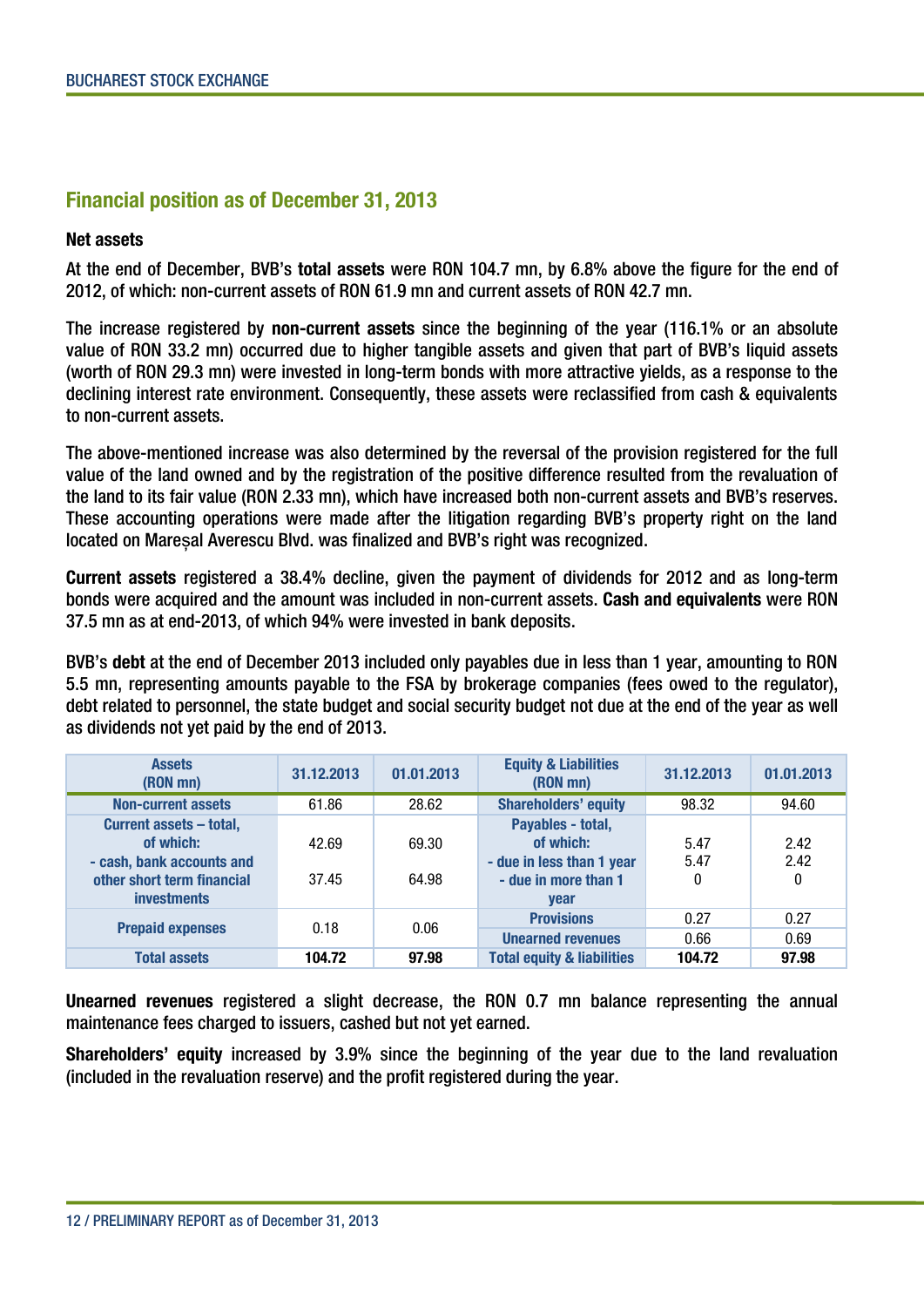## Financial position as of December 31, 2013

**Net assets**

At the end of December, BVB's **total assets** were RON 104.7 mn, by 6.8% above the figure for the end of 2012, of which: non-current assets of RON 61.9 mn and current assets of RON 42.7 mn.

The increase registered by **non-current assets** since the beginning of the year (116.1% or an absolute value of RON 33.2 mn) occurred due to higher tangible assets and given that part of BVB's liquid assets (worth of RON 29.3 mn) were invested in long-term bonds with more attractive yields, as a response to the declining interest rate environment. Consequently, these assets were reclassified from cash & equivalents to non-current assets.

The above-mentioned increase was also determined by the reversal of the provision registered for the full value of the land owned and by the registration of the positive difference resulted from the revaluation of the land to its fair value (RON 2.33 mn), which have increased both non-current assets and BVB's reserves. These accounting operations were made after the litigation regarding BVB's property right on the land located on Mareșal Averescu Blvd. was finalized and BVB's right was recognized.

**Current assets** registered a 38.4% decline, given the payment of dividends for 2012 and as long-term bonds were acquired and the amount was included in non-current assets. **Cash and equivalents** were RON 37.5 mn as at end-2013, of which 94% were invested in bank deposits.

BVB's **debt** at the end of December 2013 included only payables due in less than 1 year, amounting to RON 5.5 mn, representing amounts payable to the FSA by brokerage companies (fees owed to the regulator), debt related to personnel, the state budget and social security budget not due at the end of the year as well as dividends not yet paid by the end of 2013.

| Assets (RON mn) | 31.12.2013 | 01.01.2013 | Equity & Liabilities (RON mn) | 31.12.2013 | 01.01.2013 |
|---|---|---|---|---|---|
| Non-current assets | 61.86 | 28.62 | Shareholders' equity | 98.32 | 94.60 |
| Current assets – total, of which: | 42.69 | 69.30 | Payables - total, of which: | 5.47 | 2.42 |
| - cash, bank accounts and other short term financial investments | 37.45 | 64.98 | - due in less than 1 year | 5.47 | 2.42 |
| | | | - due in more than 1 year | 0 | 0 |
| Prepaid expenses | 0.18 | 0.06 | Provisions | 0.27 | 0.27 |
| | | | Unearned revenues | 0.66 | 0.69 |
| Total assets | **104.72** | **97.98** | Total equity & liabilities | **104.72** | **97.98** |

**Unearned revenues** registered a slight decrease, the RON 0.7 mn balance representing the annual maintenance fees charged to issuers, cashed but not yet earned.

**Shareholders' equity** increased by 3.9% since the beginning of the year due to the land revaluation (included in the revaluation reserve) and the profit registered during the year.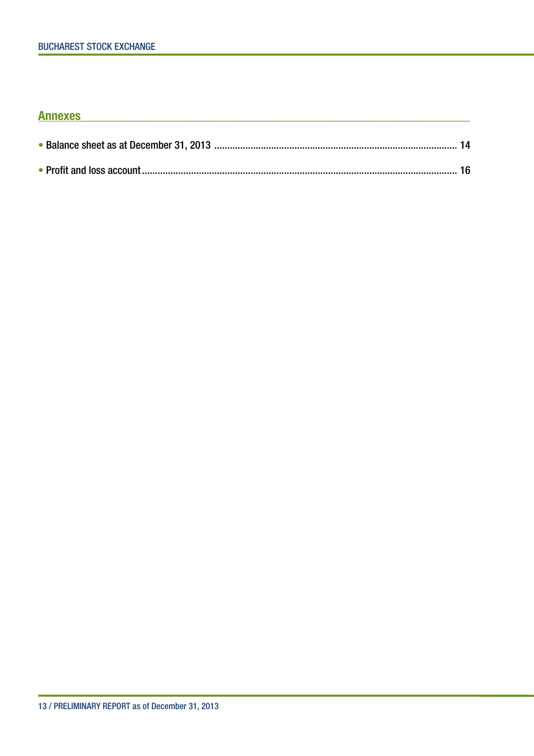## Annexes

- Balance sheet as at December 31, 2013 ............................................................................................ 14
- Profit and loss account ....................................................................................................................... 16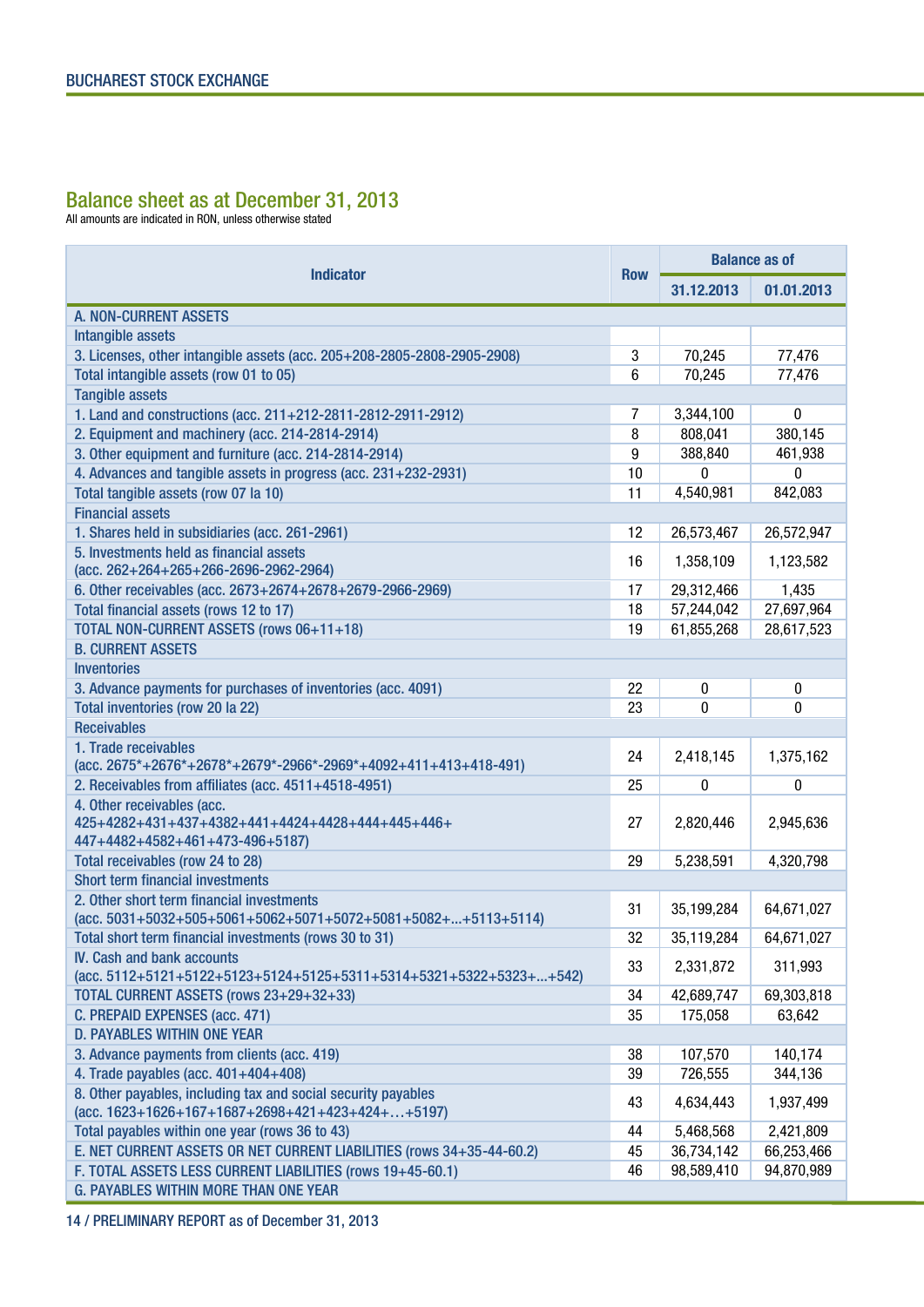## Balance sheet as at December 31, 2013

All amounts are indicated in RON, unless otherwise stated

| Indicator | Row | Balance as of | |
|---|---|---|---|
| | | 31.12.2013 | 01.01.2013 |
| A. NON-CURRENT ASSETS | | | |
| Intangible assets | | | |
| 3. Licenses, other intangible assets (acc. 205+208-2805-2808-2905-2908) | 3 | 70,245 | 77,476 |
| Total intangible assets (row 01 to 05) | 6 | 70,245 | 77,476 |
| Tangible assets | | | |
| 1. Land and constructions (acc. 211+212-2811-2812-2911-2912) | 7 | 3,344,100 | 0 |
| 2. Equipment and machinery (acc. 214-2814-2914) | 8 | 808,041 | 380,145 |
| 3. Other equipment and furniture (acc. 214-2814-2914) | 9 | 388,840 | 461,938 |
| 4. Advances and tangible assets in progress (acc. 231+232-2931) | 10 | 0 | 0 |
| Total tangible assets (row 07 la 10) | 11 | 4,540,981 | 842,083 |
| Financial assets | | | |
| 1. Shares held in subsidiaries (acc. 261-2961) | 12 | 26,573,467 | 26,572,947 |
| 5. Investments held as financial assets (acc. 262+264+265+266-2696-2962-2964) | 16 | 1,358,109 | 1,123,582 |
| 6. Other receivables (acc. 2673+2674+2678+2679-2966-2969) | 17 | 29,312,466 | 1,435 |
| Total financial assets (rows 12 to 17) | 18 | 57,244,042 | 27,697,964 |
| TOTAL NON-CURRENT ASSETS (rows 06+11+18) | 19 | 61,855,268 | 28,617,523 |
| B. CURRENT ASSETS | | | |
| Inventories | | | |
| 3. Advance payments for purchases of inventories (acc. 4091) | 22 | 0 | 0 |
| Total inventories (row 20 la 22) | 23 | 0 | 0 |
| Receivables | | | |
| 1. Trade receivables (acc. 2675*+2676*+2678*+2679*-2966*-2969*+4092+411+413+418-491) | 24 | 2,418,145 | 1,375,162 |
| 2. Receivables from affiliates (acc. 4511+4518-4951) | 25 | 0 | 0 |
| 4. Other receivables (acc. 425+4282+431+437+4382+441+4424+4428+444+445+446+447+4482+4582+461+473-496+5187) | 27 | 2,820,446 | 2,945,636 |
| Total receivables (row 24 to 28) | 29 | 5,238,591 | 4,320,798 |
| Short term financial investments | | | |
| 2. Other short term financial investments (acc. 5031+5032+505+5061+5062+5071+5072+5081+5082+...+5113+5114) | 31 | 35,199,284 | 64,671,027 |
| Total short term financial investments (rows 30 to 31) | 32 | 35,119,284 | 64,671,027 |
| IV. Cash and bank accounts (acc. 5112+5121+5122+5123+5124+5125+5311+5314+5321+5322+5323+...+542) | 33 | 2,331,872 | 311,993 |
| TOTAL CURRENT ASSETS (rows 23+29+32+33) | 34 | 42,689,747 | 69,303,818 |
| C. PREPAID EXPENSES (acc. 471) | 35 | 175,058 | 63,642 |
| D. PAYABLES WITHIN ONE YEAR | | | |
| 3. Advance payments from clients (acc. 419) | 38 | 107,570 | 140,174 |
| 4. Trade payables (acc. 401+404+408) | 39 | 726,555 | 344,136 |
| 8. Other payables, including tax and social security payables (acc. 1623+1626+167+1687+2698+421+423+424+…+5197) | 43 | 4,634,443 | 1,937,499 |
| Total payables within one year (rows 36 to 43) | 44 | 5,468,568 | 2,421,809 |
| E. NET CURRENT ASSETS OR NET CURRENT LIABILITIES (rows 34+35-44-60.2) | 45 | 36,734,142 | 66,253,466 |
| F. TOTAL ASSETS LESS CURRENT LIABILITIES (rows 19+45-60.1) | 46 | 98,589,410 | 94,870,989 |
| G. PAYABLES WITHIN MORE THAN ONE YEAR | | | |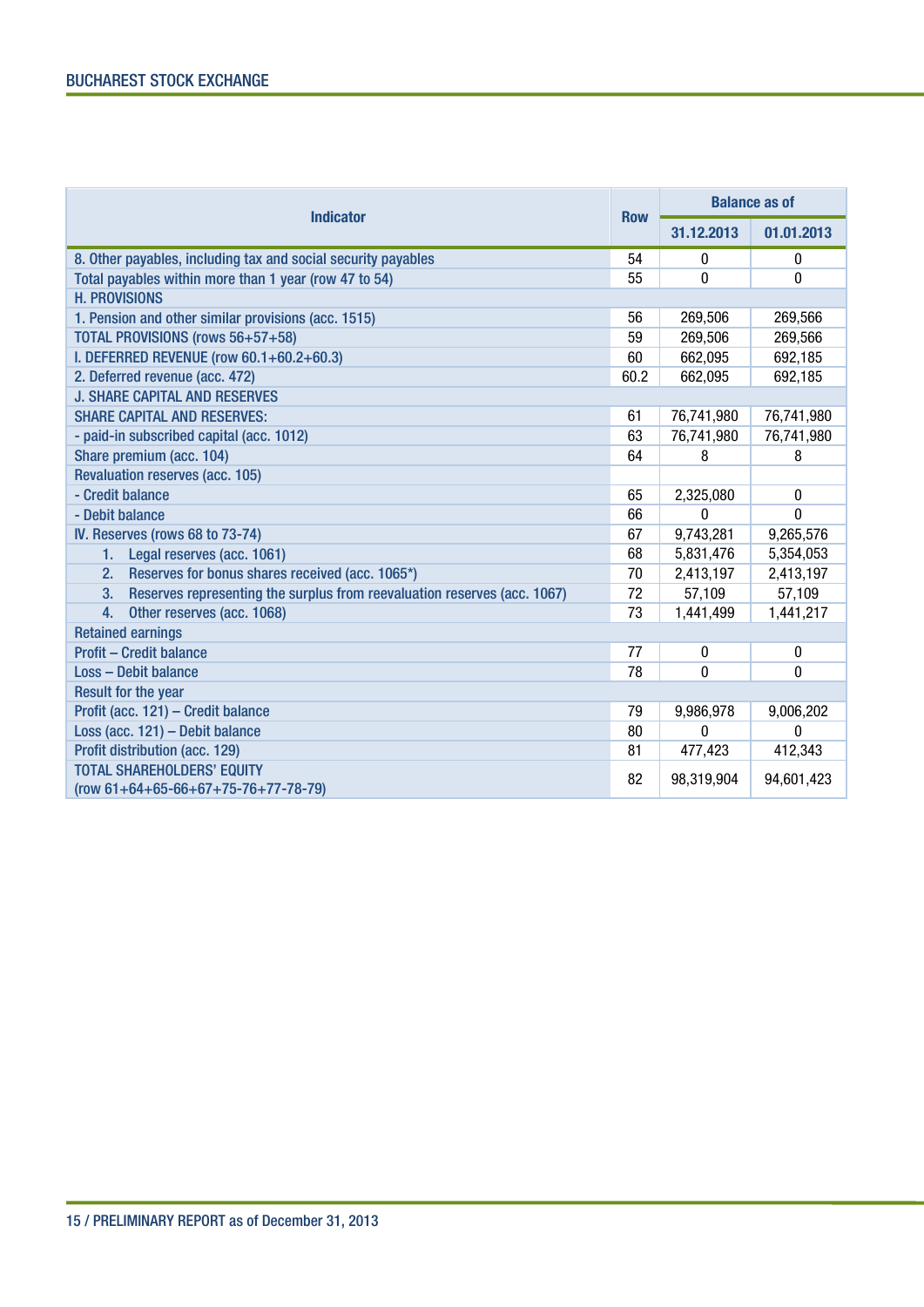| Indicator | Row | Balance as of | |
|---|---|---|---|
| | | 31.12.2013 | 01.01.2013 |
| 8. Other payables, including tax and social security payables | 54 | 0 | 0 |
| Total payables within more than 1 year (row 47 to 54) | 55 | 0 | 0 |
| H. PROVISIONS | | | |
| 1. Pension and other similar provisions (acc. 1515) | 56 | 269,506 | 269,566 |
| TOTAL PROVISIONS (rows 56+57+58) | 59 | 269,506 | 269,566 |
| I. DEFERRED REVENUE (row 60.1+60.2+60.3) | 60 | 662,095 | 692,185 |
| 2. Deferred revenue (acc. 472) | 60.2 | 662,095 | 692,185 |
| J. SHARE CAPITAL AND RESERVES | | | |
| SHARE CAPITAL AND RESERVES: | 61 | 76,741,980 | 76,741,980 |
| - paid-in subscribed capital (acc. 1012) | 63 | 76,741,980 | 76,741,980 |
| Share premium (acc. 104) | 64 | 8 | 8 |
| Revaluation reserves (acc. 105) | | | |
| - Credit balance | 65 | 2,325,080 | 0 |
| - Debit balance | 66 | 0 | 0 |
| IV. Reserves (rows 68 to 73-74) | 67 | 9,743,281 | 9,265,576 |
| 1. Legal reserves (acc. 1061) | 68 | 5,831,476 | 5,354,053 |
| 2. Reserves for bonus shares received (acc. 1065*) | 70 | 2,413,197 | 2,413,197 |
| 3. Reserves representing the surplus from reevaluation reserves (acc. 1067) | 72 | 57,109 | 57,109 |
| 4. Other reserves (acc. 1068) | 73 | 1,441,499 | 1,441,217 |
| Retained earnings | | | |
| Profit – Credit balance | 77 | 0 | 0 |
| Loss – Debit balance | 78 | 0 | 0 |
| Result for the year | | | |
| Profit (acc. 121) – Credit balance | 79 | 9,986,978 | 9,006,202 |
| Loss (acc. 121) – Debit balance | 80 | 0 | 0 |
| Profit distribution (acc. 129) | 81 | 477,423 | 412,343 |
| TOTAL SHAREHOLDERS' EQUITY (row 61+64+65-66+67+75-76+77-78-79) | 82 | 98,319,904 | 94,601,423 |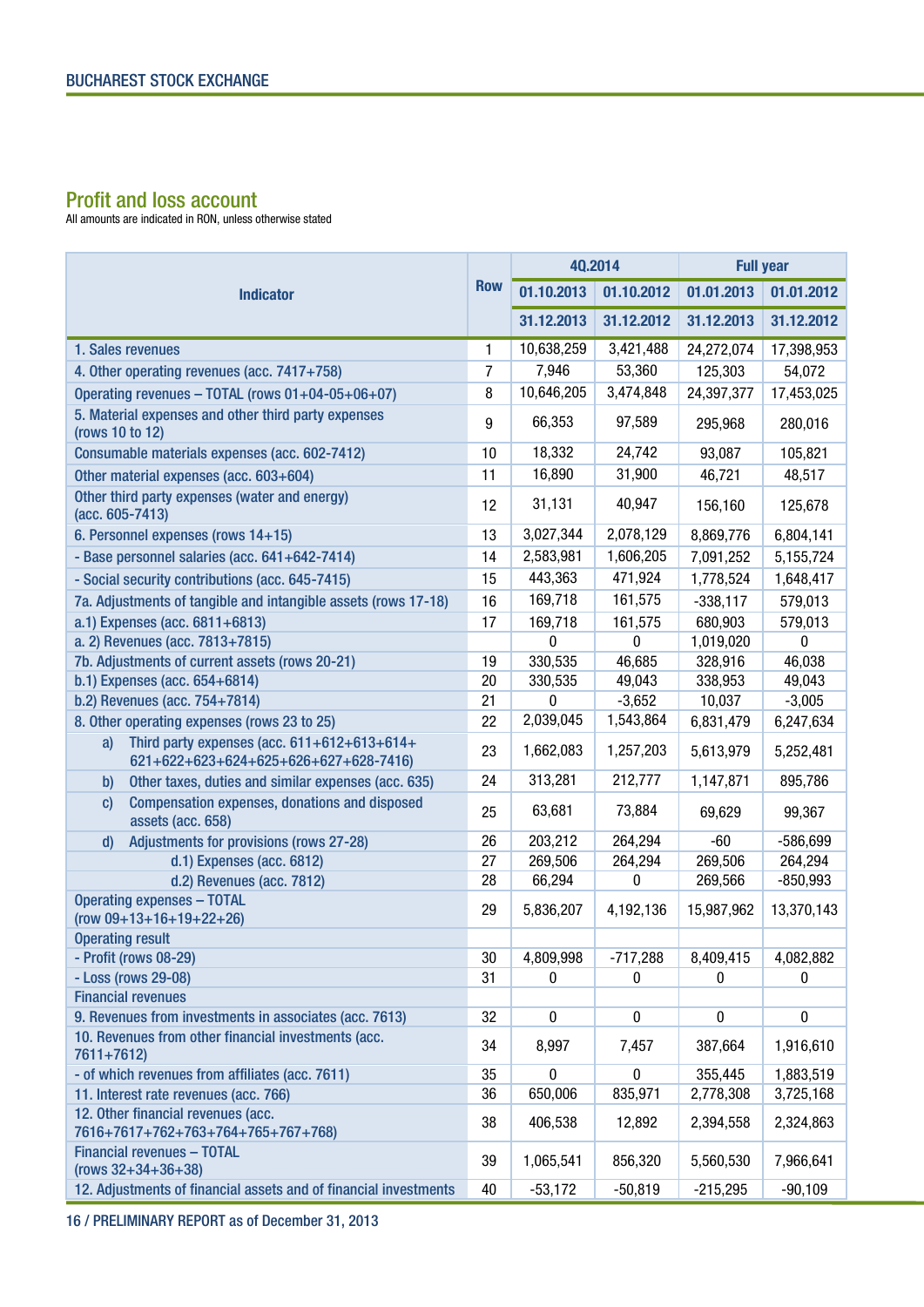## Profit and loss account

All amounts are indicated in RON, unless otherwise stated

| Indicator | Row | 4Q.2014 | | Full year | |
|---|---|---|---|---|---|
| | | 01.10.2013 | 01.10.2012 | 01.01.2013 | 01.01.2012 |
| | | 31.12.2013 | 31.12.2012 | 31.12.2013 | 31.12.2012 |
| 1. Sales revenues | 1 | 10,638,259 | 3,421,488 | 24,272,074 | 17,398,953 |
| 4. Other operating revenues (acc. 7417+758) | 7 | 7,946 | 53,360 | 125,303 | 54,072 |
| Operating revenues – TOTAL (rows 01+04-05+06+07) | 8 | 10,646,205 | 3,474,848 | 24,397,377 | 17,453,025 |
| 5. Material expenses and other third party expenses (rows 10 to 12) | 9 | 66,353 | 97,589 | 295,968 | 280,016 |
| Consumable materials expenses (acc. 602-7412) | 10 | 18,332 | 24,742 | 93,087 | 105,821 |
| Other material expenses (acc. 603+604) | 11 | 16,890 | 31,900 | 46,721 | 48,517 |
| Other third party expenses (water and energy) (acc. 605-7413) | 12 | 31,131 | 40,947 | 156,160 | 125,678 |
| 6. Personnel expenses (rows 14+15) | 13 | 3,027,344 | 2,078,129 | 8,869,776 | 6,804,141 |
| - Base personnel salaries (acc. 641+642-7414) | 14 | 2,583,981 | 1,606,205 | 7,091,252 | 5,155,724 |
| - Social security contributions (acc. 645-7415) | 15 | 443,363 | 471,924 | 1,778,524 | 1,648,417 |
| 7a. Adjustments of tangible and intangible assets (rows 17-18) | 16 | 169,718 | 161,575 | -338,117 | 579,013 |
| a.1) Expenses (acc. 6811+6813) | 17 | 169,718 | 161,575 | 680,903 | 579,013 |
| a. 2) Revenues (acc. 7813+7815) | | 0 | 0 | 1,019,020 | 0 |
| 7b. Adjustments of current assets (rows 20-21) | 19 | 330,535 | 46,685 | 328,916 | 46,038 |
| b.1) Expenses (acc. 654+6814) | 20 | 330,535 | 49,043 | 338,953 | 49,043 |
| b.2) Revenues (acc. 754+7814) | 21 | 0 | -3,652 | 10,037 | -3,005 |
| 8. Other operating expenses (rows 23 to 25) | 22 | 2,039,045 | 1,543,864 | 6,831,479 | 6,247,634 |
| a) Third party expenses (acc. 611+612+613+614+ 621+622+623+624+625+626+627+628-7416) | 23 | 1,662,083 | 1,257,203 | 5,613,979 | 5,252,481 |
| b) Other taxes, duties and similar expenses (acc. 635) | 24 | 313,281 | 212,777 | 1,147,871 | 895,786 |
| c) Compensation expenses, donations and disposed assets (acc. 658) | 25 | 63,681 | 73,884 | 69,629 | 99,367 |
| d) Adjustments for provisions (rows 27-28) | 26 | 203,212 | 264,294 | -60 | -586,699 |
| d.1) Expenses (acc. 6812) | 27 | 269,506 | 264,294 | 269,506 | 264,294 |
| d.2) Revenues (acc. 7812) | 28 | 66,294 | 0 | 269,566 | -850,993 |
| Operating expenses – TOTAL (row 09+13+16+19+22+26) | 29 | 5,836,207 | 4,192,136 | 15,987,962 | 13,370,143 |
| Operating result | | | | | |
| - Profit (rows 08-29) | 30 | 4,809,998 | -717,288 | 8,409,415 | 4,082,882 |
| - Loss (rows 29-08) | 31 | 0 | 0 | 0 | 0 |
| Financial revenues | | | | | |
| 9. Revenues from investments in associates (acc. 7613) | 32 | 0 | 0 | 0 | 0 |
| 10. Revenues from other financial investments (acc. 7611+7612) | 34 | 8,997 | 7,457 | 387,664 | 1,916,610 |
| - of which revenues from affiliates (acc. 7611) | 35 | 0 | 0 | 355,445 | 1,883,519 |
| 11. Interest rate revenues (acc. 766) | 36 | 650,006 | 835,971 | 2,778,308 | 3,725,168 |
| 12. Other financial revenues (acc. 7616+7617+762+763+764+765+767+768) | 38 | 406,538 | 12,892 | 2,394,558 | 2,324,863 |
| Financial revenues – TOTAL (rows 32+34+36+38) | 39 | 1,065,541 | 856,320 | 5,560,530 | 7,966,641 |
| 12. Adjustments of financial assets and of financial investments | 40 | -53,172 | -50,819 | -215,295 | -90,109 |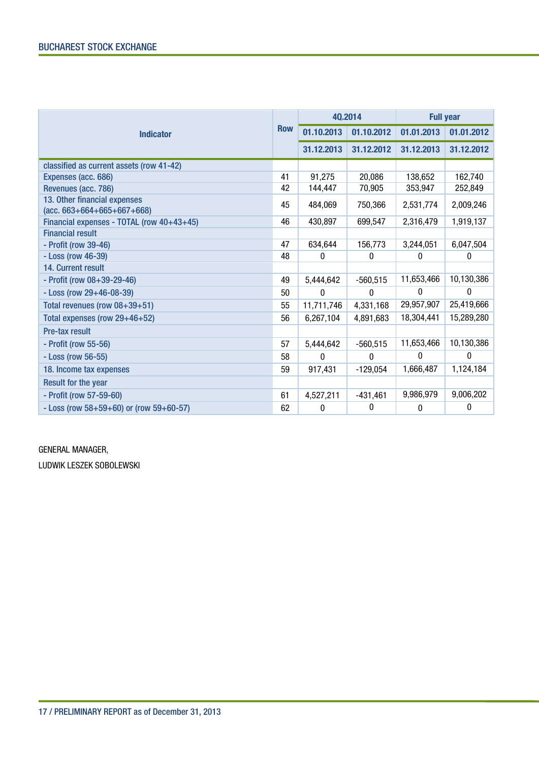| Indicator | Row | 4Q.2014 | | Full year | |
|---|---|---|---|---|---|
| | | 01.10.2013 | 01.10.2012 | 01.01.2013 | 01.01.2012 |
| | | 31.12.2013 | 31.12.2012 | 31.12.2013 | 31.12.2012 |
| classified as current assets (row 41-42) | | | | | |
| Expenses (acc. 686) | 41 | 91,275 | 20,086 | 138,652 | 162,740 |
| Revenues (acc. 786) | 42 | 144,447 | 70,905 | 353,947 | 252,849 |
| 13. Other financial expenses (acc. 663+664+665+667+668) | 45 | 484,069 | 750,366 | 2,531,774 | 2,009,246 |
| Financial expenses - TOTAL (row 40+43+45) | 46 | 430,897 | 699,547 | 2,316,479 | 1,919,137 |
| Financial result | | | | | |
| - Profit (row 39-46) | 47 | 634,644 | 156,773 | 3,244,051 | 6,047,504 |
| - Loss (row 46-39) | 48 | 0 | 0 | 0 | 0 |
| 14. Current result | | | | | |
| - Profit (row 08+39-29-46) | 49 | 5,444,642 | -560,515 | 11,653,466 | 10,130,386 |
| - Loss (row 29+46-08-39) | 50 | 0 | 0 | 0 | 0 |
| Total revenues (row 08+39+51) | 55 | 11,711,746 | 4,331,168 | 29,957,907 | 25,419,666 |
| Total expenses (row 29+46+52) | 56 | 6,267,104 | 4,891,683 | 18,304,441 | 15,289,280 |
| Pre-tax result | | | | | |
| - Profit (row 55-56) | 57 | 5,444,642 | -560,515 | 11,653,466 | 10,130,386 |
| - Loss (row 56-55) | 58 | 0 | 0 | 0 | 0 |
| 18. Income tax expenses | 59 | 917,431 | -129,054 | 1,666,487 | 1,124,184 |
| Result for the year | | | | | |
| - Profit (row 57-59-60) | 61 | 4,527,211 | -431,461 | 9,986,979 | 9,006,202 |
| - Loss (row 58+59+60) or (row 59+60-57) | 62 | 0 | 0 | 0 | 0 |

GENERAL MANAGER,

LUDWIK LESZEK SOBOLEWSKI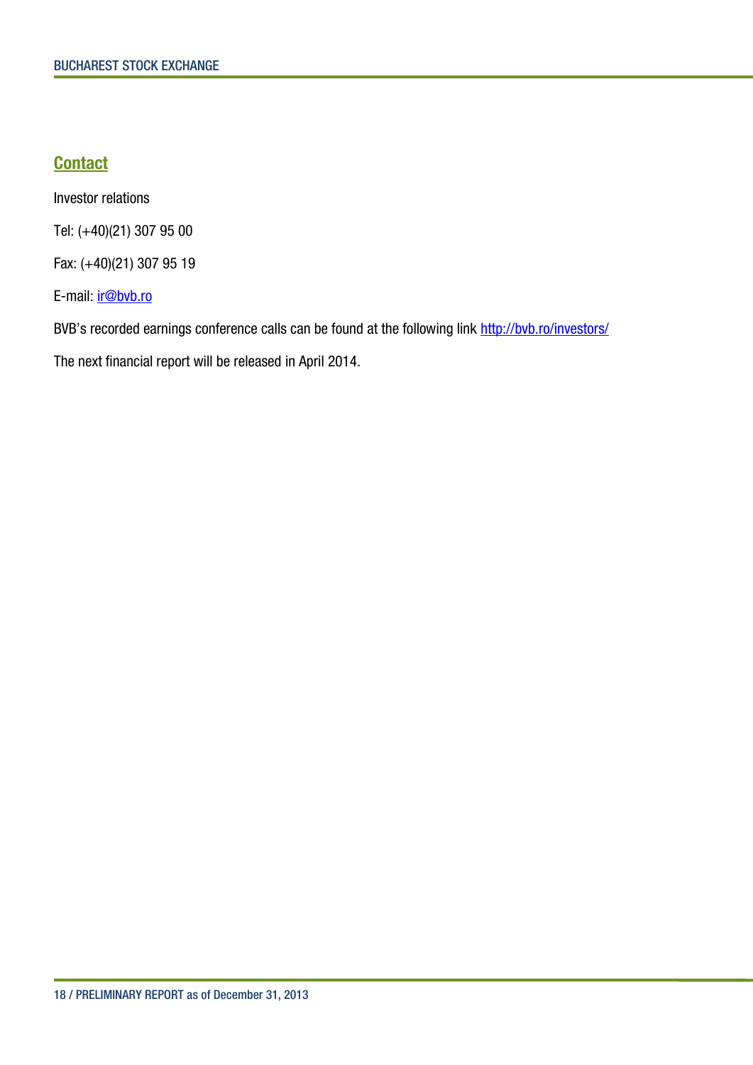## Contact

Investor relations

Tel: (+40)(21) 307 95 00

Fax: (+40)(21) 307 95 19

E-mail: ir@bvb.ro

BVB's recorded earnings conference calls can be found at the following link http://bvb.ro/investors/

The next financial report will be released in April 2014.